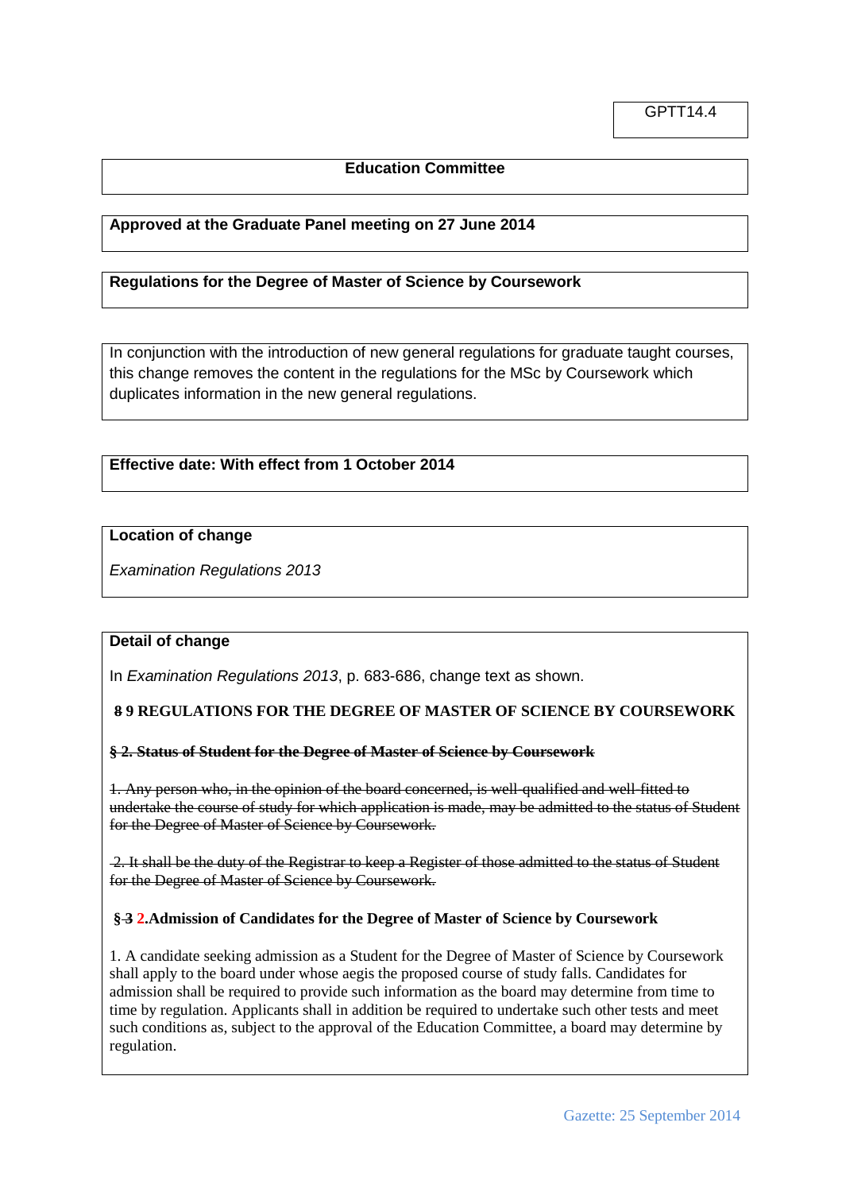GPTT14.4

**Education Committee**

**Approved at the Graduate Panel meeting on 27 June 2014**

**Regulations for the Degree of Master of Science by Coursework**

In conjunction with the introduction of new general regulations for graduate taught courses, this change removes the content in the regulations for the MSc by Coursework which duplicates information in the new general regulations.

**Effective date: With effect from 1 October 2014**

**Location of change**

*Examination Regulations 2013*

**Detail of change**

In *Examination Regulations 2013*, p. 683-686, change text as shown.

**~~8~~ 9 REGULATIONS FOR THE DEGREE OF MASTER OF SCIENCE BY COURSEWORK**

~~**§ 2. Status of Student for the Degree of Master of Science by Coursework**~~

~~1. Any person who, in the opinion of the board concerned, is well-qualified and well-fitted to undertake the course of study for which application is made, may be admitted to the status of Student for the Degree of Master of Science by Coursework.~~

~~2. It shall be the duty of the Registrar to keep a Register of those admitted to the status of Student for the Degree of Master of Science by Coursework.~~

**§ ~~3~~ 2. Admission of Candidates for the Degree of Master of Science by Coursework**

1. A candidate seeking admission as a Student for the Degree of Master of Science by Coursework shall apply to the board under whose aegis the proposed course of study falls. Candidates for admission shall be required to provide such information as the board may determine from time to time by regulation. Applicants shall in addition be required to undertake such other tests and meet such conditions as, subject to the approval of the Education Committee, a board may determine by regulation.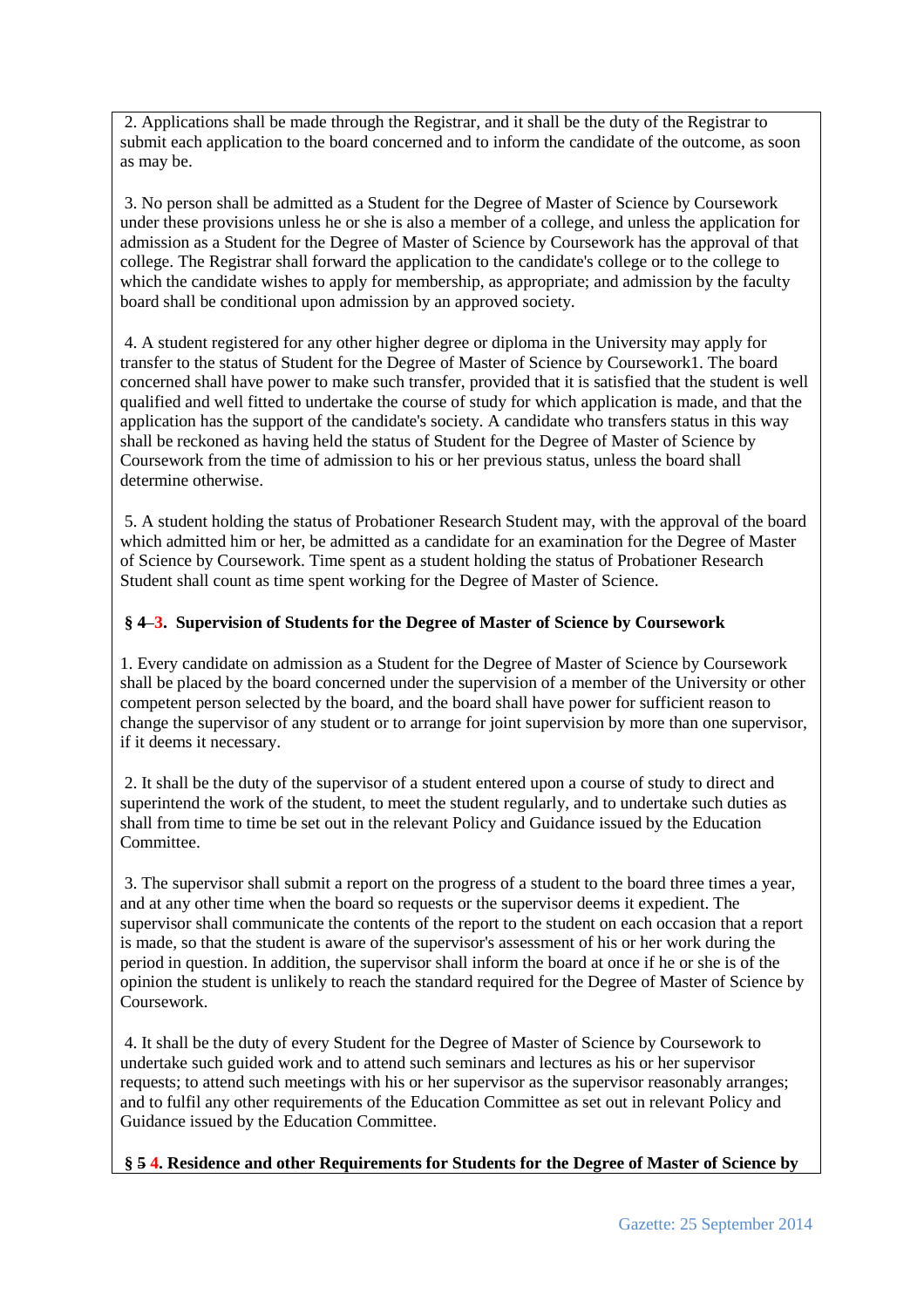2. Applications shall be made through the Registrar, and it shall be the duty of the Registrar to submit each application to the board concerned and to inform the candidate of the outcome, as soon as may be.

3. No person shall be admitted as a Student for the Degree of Master of Science by Coursework under these provisions unless he or she is also a member of a college, and unless the application for admission as a Student for the Degree of Master of Science by Coursework has the approval of that college. The Registrar shall forward the application to the candidate's college or to the college to which the candidate wishes to apply for membership, as appropriate; and admission by the faculty board shall be conditional upon admission by an approved society.

4. A student registered for any other higher degree or diploma in the University may apply for transfer to the status of Student for the Degree of Master of Science by Coursework1. The board concerned shall have power to make such transfer, provided that it is satisfied that the student is well qualified and well fitted to undertake the course of study for which application is made, and that the application has the support of the candidate's society. A candidate who transfers status in this way shall be reckoned as having held the status of Student for the Degree of Master of Science by Coursework from the time of admission to his or her previous status, unless the board shall determine otherwise.

5. A student holding the status of Probationer Research Student may, with the approval of the board which admitted him or her, be admitted as a candidate for an examination for the Degree of Master of Science by Coursework. Time spent as a student holding the status of Probationer Research Student shall count as time spent working for the Degree of Master of Science.

**§ ~~4~~ 3. Supervision of Students for the Degree of Master of Science by Coursework**

1. Every candidate on admission as a Student for the Degree of Master of Science by Coursework shall be placed by the board concerned under the supervision of a member of the University or other competent person selected by the board, and the board shall have power for sufficient reason to change the supervisor of any student or to arrange for joint supervision by more than one supervisor, if it deems it necessary.

2. It shall be the duty of the supervisor of a student entered upon a course of study to direct and superintend the work of the student, to meet the student regularly, and to undertake such duties as shall from time to time be set out in the relevant Policy and Guidance issued by the Education Committee.

3. The supervisor shall submit a report on the progress of a student to the board three times a year, and at any other time when the board so requests or the supervisor deems it expedient. The supervisor shall communicate the contents of the report to the student on each occasion that a report is made, so that the student is aware of the supervisor's assessment of his or her work during the period in question. In addition, the supervisor shall inform the board at once if he or she is of the opinion the student is unlikely to reach the standard required for the Degree of Master of Science by Coursework.

4. It shall be the duty of every Student for the Degree of Master of Science by Coursework to undertake such guided work and to attend such seminars and lectures as his or her supervisor requests; to attend such meetings with his or her supervisor as the supervisor reasonably arranges; and to fulfil any other requirements of the Education Committee as set out in relevant Policy and Guidance issued by the Education Committee.

**§ ~~5~~ 4. Residence and other Requirements for Students for the Degree of Master of Science by**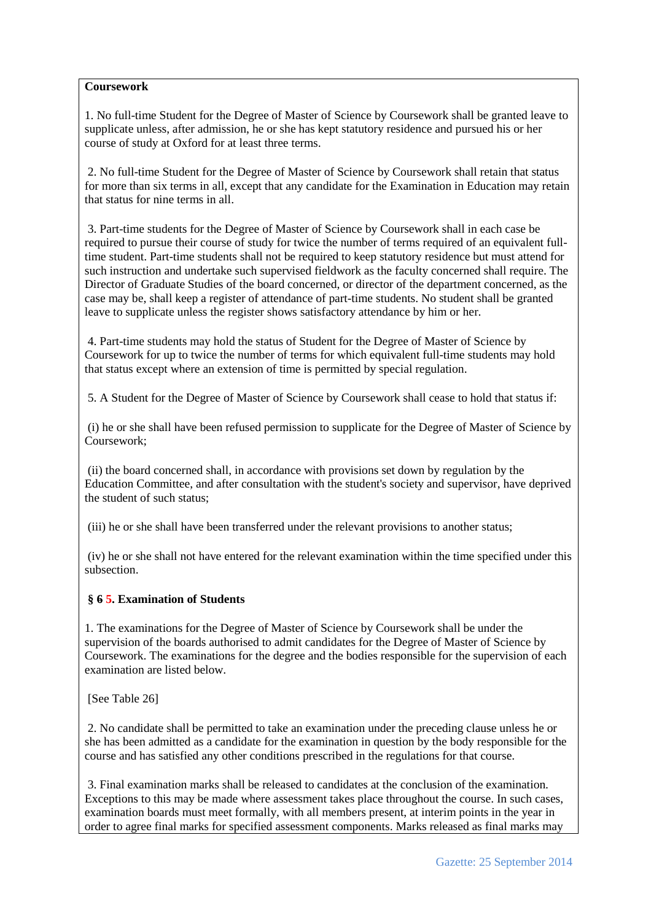**Coursework**

1. No full-time Student for the Degree of Master of Science by Coursework shall be granted leave to supplicate unless, after admission, he or she has kept statutory residence and pursued his or her course of study at Oxford for at least three terms.

2. No full-time Student for the Degree of Master of Science by Coursework shall retain that status for more than six terms in all, except that any candidate for the Examination in Education may retain that status for nine terms in all.

3. Part-time students for the Degree of Master of Science by Coursework shall in each case be required to pursue their course of study for twice the number of terms required of an equivalent full-time student. Part-time students shall not be required to keep statutory residence but must attend for such instruction and undertake such supervised fieldwork as the faculty concerned shall require. The Director of Graduate Studies of the board concerned, or director of the department concerned, as the case may be, shall keep a register of attendance of part-time students. No student shall be granted leave to supplicate unless the register shows satisfactory attendance by him or her.

4. Part-time students may hold the status of Student for the Degree of Master of Science by Coursework for up to twice the number of terms for which equivalent full-time students may hold that status except where an extension of time is permitted by special regulation.

5. A Student for the Degree of Master of Science by Coursework shall cease to hold that status if:

(i) he or she shall have been refused permission to supplicate for the Degree of Master of Science by Coursework;

(ii) the board concerned shall, in accordance with provisions set down by regulation by the Education Committee, and after consultation with the student's society and supervisor, have deprived the student of such status;

(iii) he or she shall have been transferred under the relevant provisions to another status;

(iv) he or she shall not have entered for the relevant examination within the time specified under this subsection.

**§ ~~6~~ 5. Examination of Students**

1. The examinations for the Degree of Master of Science by Coursework shall be under the supervision of the boards authorised to admit candidates for the Degree of Master of Science by Coursework. The examinations for the degree and the bodies responsible for the supervision of each examination are listed below.

[See Table 26]

2. No candidate shall be permitted to take an examination under the preceding clause unless he or she has been admitted as a candidate for the examination in question by the body responsible for the course and has satisfied any other conditions prescribed in the regulations for that course.

3. Final examination marks shall be released to candidates at the conclusion of the examination. Exceptions to this may be made where assessment takes place throughout the course. In such cases, examination boards must meet formally, with all members present, at interim points in the year in order to agree final marks for specified assessment components. Marks released as final marks may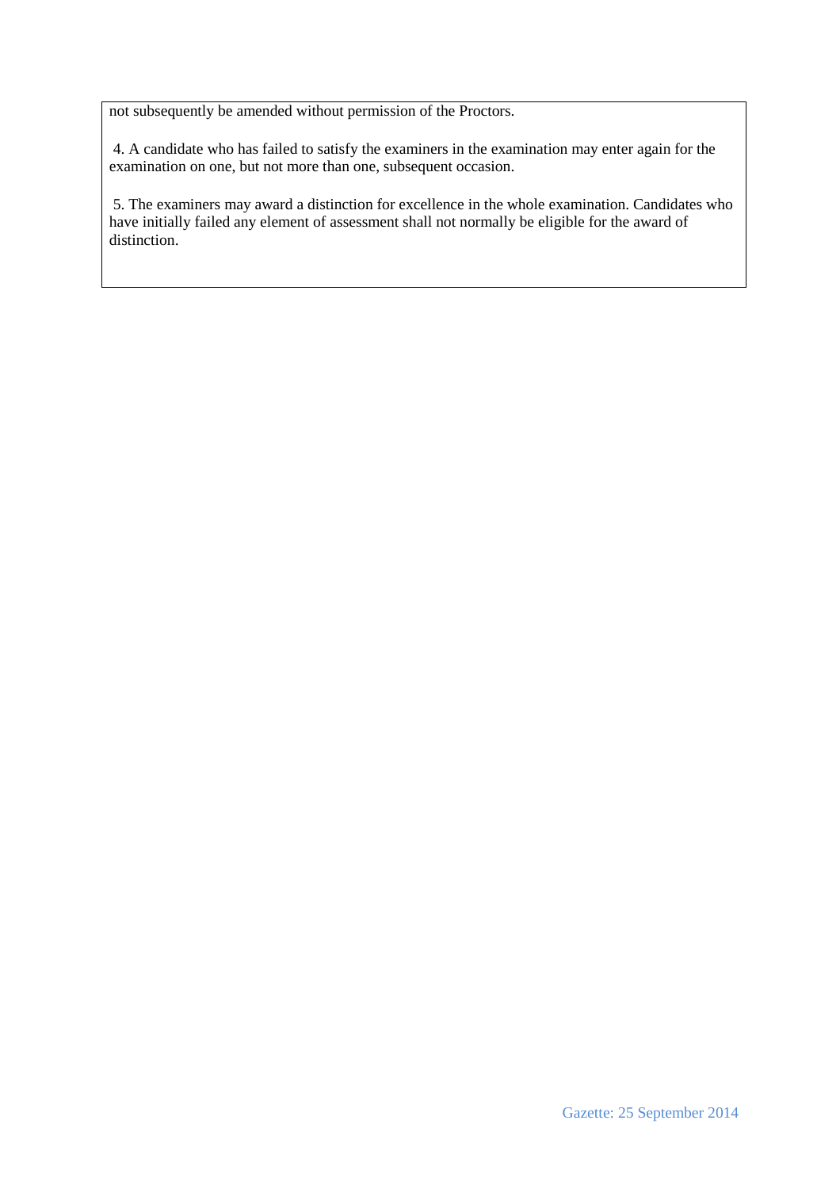not subsequently be amended without permission of the Proctors.

4. A candidate who has failed to satisfy the examiners in the examination may enter again for the examination on one, but not more than one, subsequent occasion.

5. The examiners may award a distinction for excellence in the whole examination. Candidates who have initially failed any element of assessment shall not normally be eligible for the award of distinction.